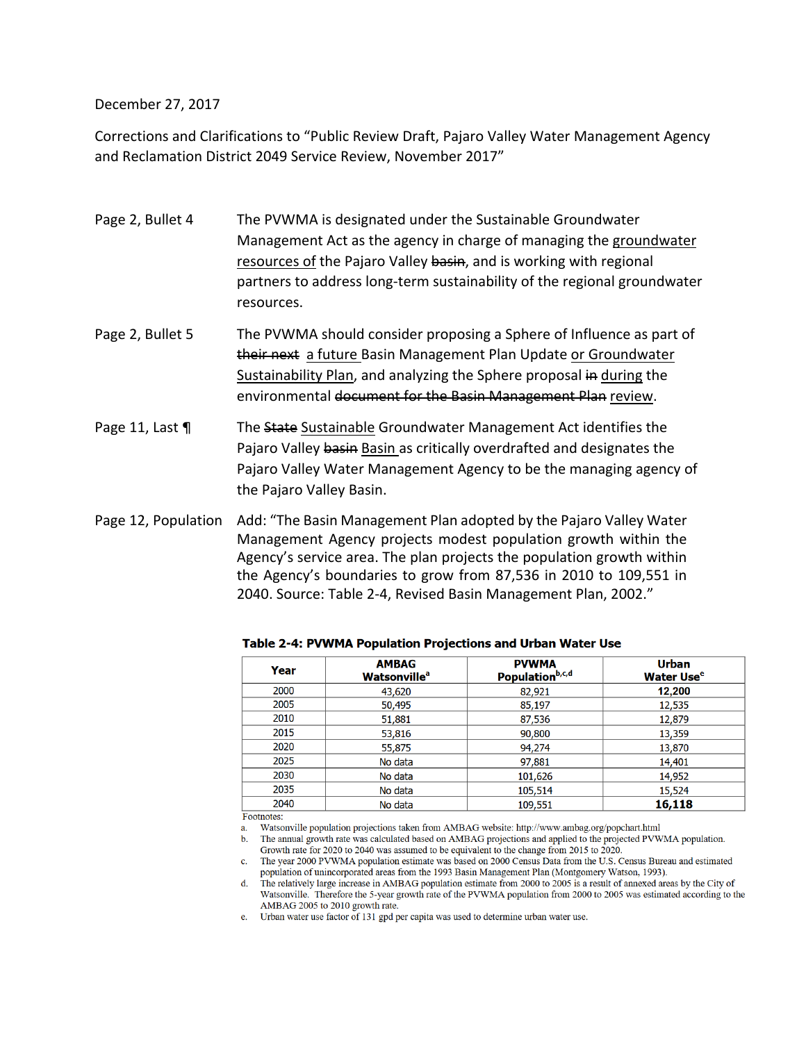December 27, 2017

Corrections and Clarifications to "Public Review Draft, Pajaro Valley Water Management Agency and Reclamation District 2049 Service Review, November 2017"

Page 2, Bullet 4 — The PVWMA is designated under the Sustainable Groundwater Management Act as the agency in charge of managing the <u>groundwater resources of</u> the Pajaro Valley ~~basin~~, and is working with regional partners to address long-term sustainability of the regional groundwater resources.

Page 2, Bullet 5 — The PVWMA should consider proposing a Sphere of Influence as part of ~~their next~~ <u>a future</u> Basin Management Plan Update <u>or Groundwater Sustainability Plan</u>, and analyzing the Sphere proposal ~~in~~ <u>during</u> the environmental ~~document for the Basin Management Plan~~ <u>review</u>.

Page 11, Last ¶ — The ~~State~~ <u>Sustainable</u> Groundwater Management Act identifies the Pajaro Valley ~~basin~~ <u>Basin</u> as critically overdrafted and designates the Pajaro Valley Water Management Agency to be the managing agency of the Pajaro Valley Basin.

Page 12, Population — Add: "The Basin Management Plan adopted by the Pajaro Valley Water Management Agency projects modest population growth within the Agency's service area. The plan projects the population growth within the Agency's boundaries to grow from 87,536 in 2010 to 109,551 in 2040. Source: Table 2-4, Revised Basin Management Plan, 2002."

**Table 2-4: PVWMA Population Projections and Urban Water Use**

| Year | AMBAG Watsonville[a] | PVWMA Population[b,c,d] | Urban Water Use[e] |
|---|---|---|---|
| 2000 | 43,620 | 82,921 | **12,200** |
| 2005 | 50,495 | 85,197 | 12,535 |
| 2010 | 51,881 | 87,536 | 12,879 |
| 2015 | 53,816 | 90,800 | 13,359 |
| 2020 | 55,875 | 94,274 | 13,870 |
| 2025 | No data | 97,881 | 14,401 |
| 2030 | No data | 101,626 | 14,952 |
| 2035 | No data | 105,514 | 15,524 |
| 2040 | No data | 109,551 | **16,118** |

Footnotes:

a. Watsonville population projections taken from AMBAG website: http://www.ambag.org/popchart.html

b. The annual growth rate was calculated based on AMBAG projections and applied to the projected PVWMA population. Growth rate for 2020 to 2040 was assumed to be equivalent to the change from 2015 to 2020.

c. The year 2000 PVWMA population estimate was based on 2000 Census Data from the U.S. Census Bureau and estimated population of unincorporated areas from the 1993 Basin Management Plan (Montgomery Watson, 1993).

d. The relatively large increase in AMBAG population estimate from 2000 to 2005 is a result of annexed areas by the City of Watsonville. Therefore the 5-year growth rate of the PVWMA population from 2000 to 2005 was estimated according to the AMBAG 2005 to 2010 growth rate.

e. Urban water use factor of 131 gpd per capita was used to determine urban water use.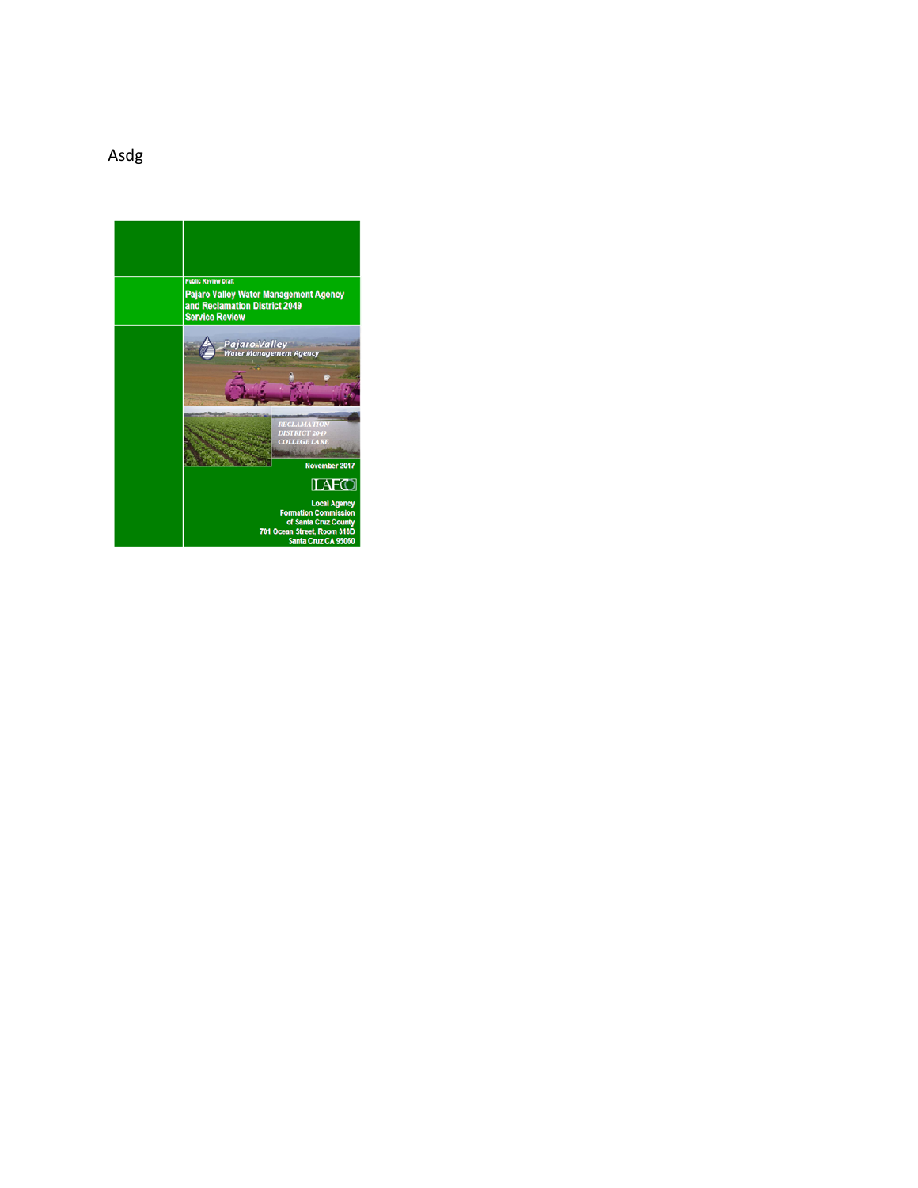Asdg

Public Review Draft

Pajaro Valley Water Management Agency
and Reclamation District 2049
Service Review

Pajaro Valley
Water Management Agency

RECLAMATION
DISTRICT 2049
COLLEGE LAKE

November 2017

LAFCO

Local Agency
Formation Commission
of Santa Cruz County
701 Ocean Street, Room 318D
Santa Cruz CA 95060